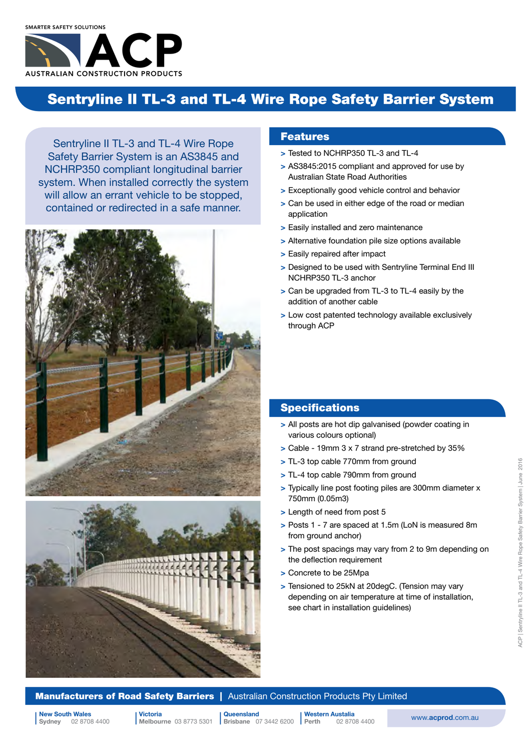SMARTER SAFETY SOLUTIONS

ACP

AUSTRALIAN CONSTRUCTION PRODUCTS

# Sentryline II TL-3 and TL-4 Wire Rope Safety Barrier System

Sentryline II TL-3 and TL-4 Wire Rope Safety Barrier System is an AS3845 and NCHRP350 compliant longitudinal barrier system. When installed correctly the system will allow an errant vehicle to be stopped, contained or redirected in a safe manner.

## Features

- Tested to NCHRP350 TL-3 and TL-4
- AS3845:2015 compliant and approved for use by Australian State Road Authorities
- Exceptionally good vehicle control and behavior
- Can be used in either edge of the road or median application
- Easily installed and zero maintenance
- Alternative foundation pile size options available
- Easily repaired after impact
- Designed to be used with Sentryline Terminal End III NCHRP350 TL-3 anchor
- Can be upgraded from TL-3 to TL-4 easily by the addition of another cable
- Low cost patented technology available exclusively through ACP

## Specifications

- All posts are hot dip galvanised (powder coating in various colours optional)
- Cable - 19mm 3 x 7 strand pre-stretched by 35%
- TL-3 top cable 770mm from ground
- TL-4 top cable 790mm from ground
- Typically line post footing piles are 300mm diameter x 750mm (0.05m3)
- Length of need from post 5
- Posts 1 - 7 are spaced at 1.5m (LoN is measured 8m from ground anchor)
- The post spacings may vary from 2 to 9m depending on the deflection requirement
- Concrete to be 25Mpa
- Tensioned to 25kN at 20degC. (Tension may vary depending on air temperature at time of installation, see chart in installation guidelines)

ACP | Sentryline II TL-3 and TL-4 Wire Rope Safety Barrier System | June 2016

**Manufacturers of Road Safety Barriers** | Australian Construction Products Pty Limited

**New South Wales** Sydney 02 8708 4400 | **Victoria** Melbourne 03 8773 5301 | **Queensland** Brisbane 07 3442 6200 | **Western Australia** Perth 02 8708 4400 | www.acprod.com.au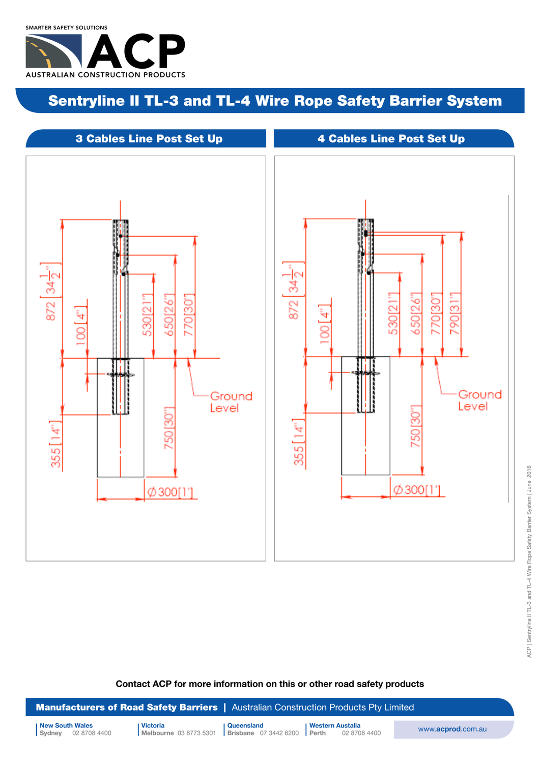SMARTER SAFETY SOLUTIONS

ACP

AUSTRALIAN CONSTRUCTION PRODUCTS

# Sentryline II TL-3 and TL-4 Wire Rope Safety Barrier System

## 3 Cables Line Post Set Up

872 [34 1/2"]

100 [4"]

530 [21"]

650 [26"]

770 [30"]

Ground Level

355 [14"]

750 [30"]

Ø 300 [1']

## 4 Cables Line Post Set Up

872 [34 1/2"]

100 [4"]

530 [21"]

650 [26"]

770 [30"]

790 [31"]

Ground Level

355 [14"]

750 [30"]

Ø 300 [1']

**Contact ACP for more information on this or other road safety products**

**Manufacturers of Road Safety Barriers** | Australian Construction Products Pty Limited

| New South Wales | Victoria | Queensland | Western Austalia |
|---|---|---|---|
| Sydney 02 8708 4400 | Melbourne 03 8773 5301 | Brisbane 07 3442 6200 | Perth 02 8708 4400 |

www.acprod.com.au